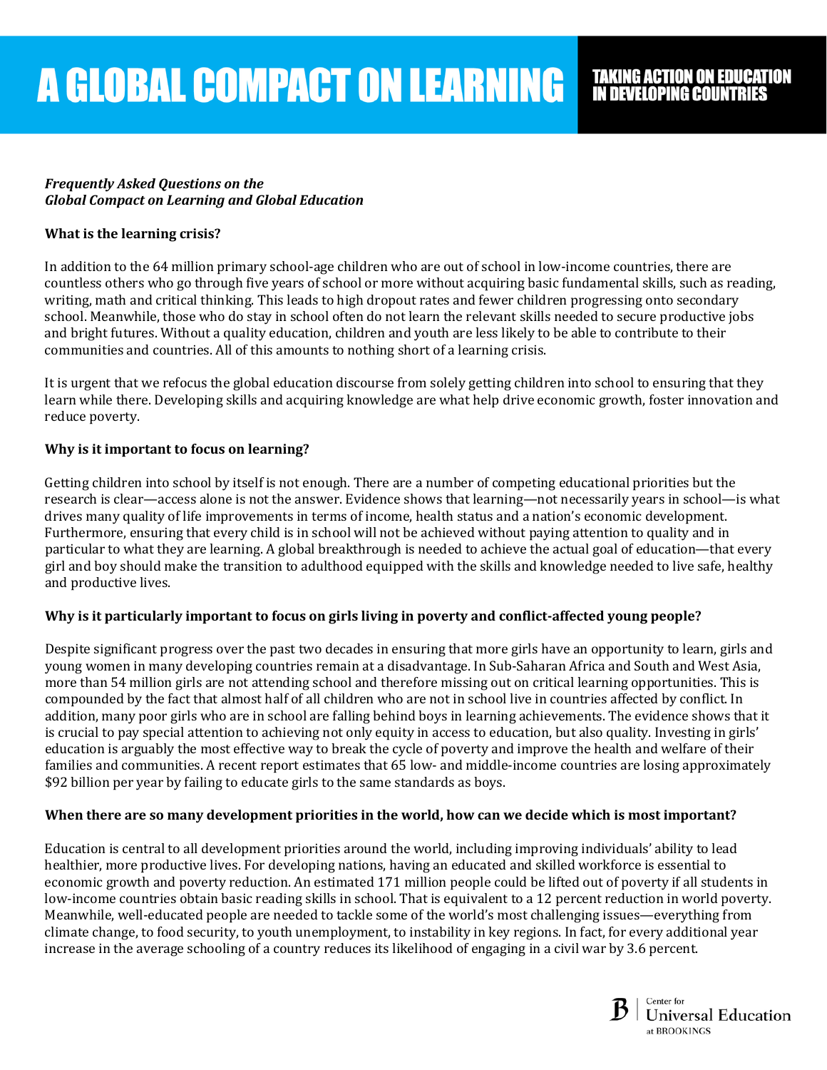# A GLOBAL COMPACT ON LEARNING

## TAKING ACTION ON EDUCATION IN DEVELOPING COUNTRIES

***Frequently Asked Questions on the Global Compact on Learning and Global Education***

**What is the learning crisis?**

In addition to the 64 million primary school-age children who are out of school in low-income countries, there are countless others who go through five years of school or more without acquiring basic fundamental skills, such as reading, writing, math and critical thinking. This leads to high dropout rates and fewer children progressing onto secondary school. Meanwhile, those who do stay in school often do not learn the relevant skills needed to secure productive jobs and bright futures. Without a quality education, children and youth are less likely to be able to contribute to their communities and countries. All of this amounts to nothing short of a learning crisis.

It is urgent that we refocus the global education discourse from solely getting children into school to ensuring that they learn while there. Developing skills and acquiring knowledge are what help drive economic growth, foster innovation and reduce poverty.

**Why is it important to focus on learning?**

Getting children into school by itself is not enough. There are a number of competing educational priorities but the research is clear—access alone is not the answer. Evidence shows that learning—not necessarily years in school—is what drives many quality of life improvements in terms of income, health status and a nation's economic development. Furthermore, ensuring that every child is in school will not be achieved without paying attention to quality and in particular to what they are learning. A global breakthrough is needed to achieve the actual goal of education—that every girl and boy should make the transition to adulthood equipped with the skills and knowledge needed to live safe, healthy and productive lives.

**Why is it particularly important to focus on girls living in poverty and conflict-affected young people?**

Despite significant progress over the past two decades in ensuring that more girls have an opportunity to learn, girls and young women in many developing countries remain at a disadvantage. In Sub-Saharan Africa and South and West Asia, more than 54 million girls are not attending school and therefore missing out on critical learning opportunities. This is compounded by the fact that almost half of all children who are not in school live in countries affected by conflict. In addition, many poor girls who are in school are falling behind boys in learning achievements. The evidence shows that it is crucial to pay special attention to achieving not only equity in access to education, but also quality. Investing in girls' education is arguably the most effective way to break the cycle of poverty and improve the health and welfare of their families and communities. A recent report estimates that 65 low- and middle-income countries are losing approximately $92 billion per year by failing to educate girls to the same standards as boys.

**When there are so many development priorities in the world, how can we decide which is most important?**

Education is central to all development priorities around the world, including improving individuals' ability to lead healthier, more productive lives. For developing nations, having an educated and skilled workforce is essential to economic growth and poverty reduction. An estimated 171 million people could be lifted out of poverty if all students in low-income countries obtain basic reading skills in school. That is equivalent to a 12 percent reduction in world poverty. Meanwhile, well-educated people are needed to tackle some of the world's most challenging issues—everything from climate change, to food security, to youth unemployment, to instability in key regions. In fact, for every additional year increase in the average schooling of a country reduces its likelihood of engaging in a civil war by 3.6 percent.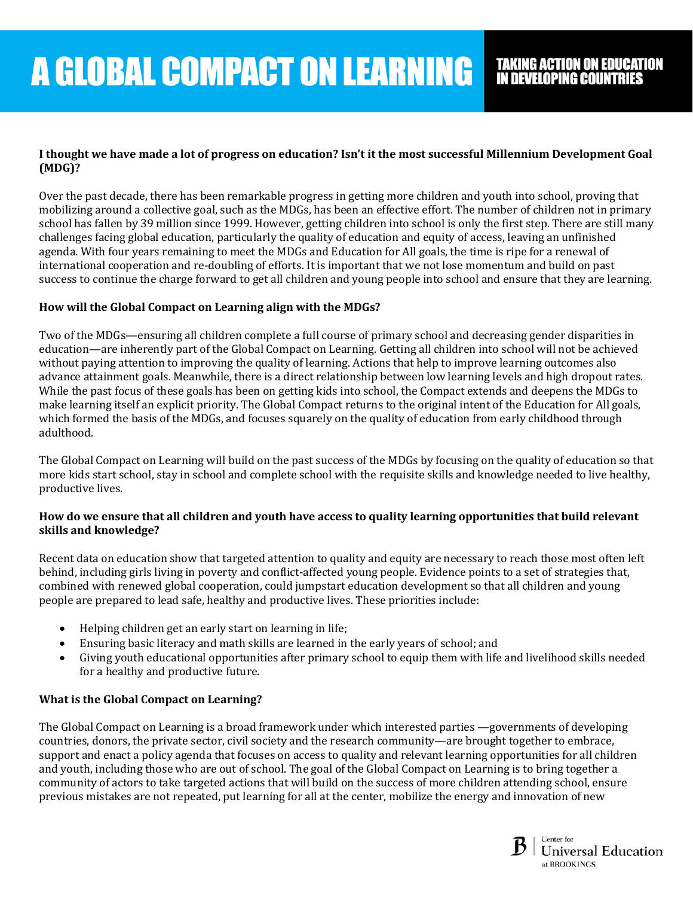# A GLOBAL COMPACT ON LEARNING

## TAKING ACTION ON EDUCATION IN DEVELOPING COUNTRIES

**I thought we have made a lot of progress on education? Isn't it the most successful Millennium Development Goal (MDG)?**

Over the past decade, there has been remarkable progress in getting more children and youth into school, proving that mobilizing around a collective goal, such as the MDGs, has been an effective effort. The number of children not in primary school has fallen by 39 million since 1999. However, getting children into school is only the first step. There are still many challenges facing global education, particularly the quality of education and equity of access, leaving an unfinished agenda. With four years remaining to meet the MDGs and Education for All goals, the time is ripe for a renewal of international cooperation and re-doubling of efforts. It is important that we not lose momentum and build on past success to continue the charge forward to get all children and young people into school and ensure that they are learning.

**How will the Global Compact on Learning align with the MDGs?**

Two of the MDGs—ensuring all children complete a full course of primary school and decreasing gender disparities in education—are inherently part of the Global Compact on Learning. Getting all children into school will not be achieved without paying attention to improving the quality of learning. Actions that help to improve learning outcomes also advance attainment goals. Meanwhile, there is a direct relationship between low learning levels and high dropout rates. While the past focus of these goals has been on getting kids into school, the Compact extends and deepens the MDGs to make learning itself an explicit priority. The Global Compact returns to the original intent of the Education for All goals, which formed the basis of the MDGs, and focuses squarely on the quality of education from early childhood through adulthood.

The Global Compact on Learning will build on the past success of the MDGs by focusing on the quality of education so that more kids start school, stay in school and complete school with the requisite skills and knowledge needed to live healthy, productive lives.

**How do we ensure that all children and youth have access to quality learning opportunities that build relevant skills and knowledge?**

Recent data on education show that targeted attention to quality and equity are necessary to reach those most often left behind, including girls living in poverty and conflict-affected young people. Evidence points to a set of strategies that, combined with renewed global cooperation, could jumpstart education development so that all children and young people are prepared to lead safe, healthy and productive lives. These priorities include:

- Helping children get an early start on learning in life;
- Ensuring basic literacy and math skills are learned in the early years of school; and
- Giving youth educational opportunities after primary school to equip them with life and livelihood skills needed for a healthy and productive future.

**What is the Global Compact on Learning?**

The Global Compact on Learning is a broad framework under which interested parties —governments of developing countries, donors, the private sector, civil society and the research community—are brought together to embrace, support and enact a policy agenda that focuses on access to quality and relevant learning opportunities for all children and youth, including those who are out of school. The goal of the Global Compact on Learning is to bring together a community of actors to take targeted actions that will build on the success of more children attending school, ensure previous mistakes are not repeated, put learning for all at the center, mobilize the energy and innovation of new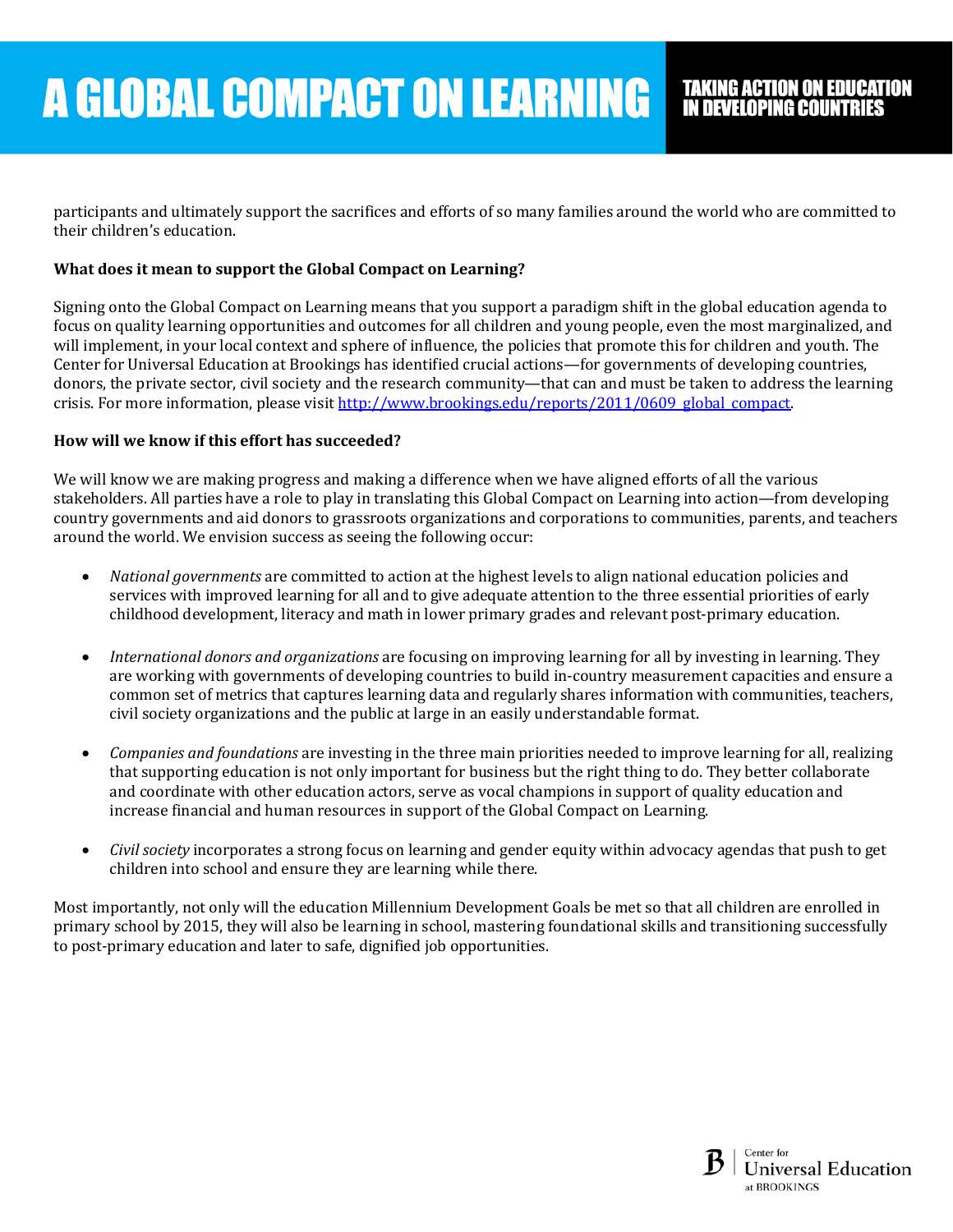participants and ultimately support the sacrifices and efforts of so many families around the world who are committed to their children's education.

**What does it mean to support the Global Compact on Learning?**

Signing onto the Global Compact on Learning means that you support a paradigm shift in the global education agenda to focus on quality learning opportunities and outcomes for all children and young people, even the most marginalized, and will implement, in your local context and sphere of influence, the policies that promote this for children and youth. The Center for Universal Education at Brookings has identified crucial actions—for governments of developing countries, donors, the private sector, civil society and the research community—that can and must be taken to address the learning crisis. For more information, please visit [http://www.brookings.edu/reports/2011/0609_global_compact](http://www.brookings.edu/reports/2011/0609_global_compact).

**How will we know if this effort has succeeded?**

We will know we are making progress and making a difference when we have aligned efforts of all the various stakeholders. All parties have a role to play in translating this Global Compact on Learning into action—from developing country governments and aid donors to grassroots organizations and corporations to communities, parents, and teachers around the world. We envision success as seeing the following occur:

- *National governments* are committed to action at the highest levels to align national education policies and services with improved learning for all and to give adequate attention to the three essential priorities of early childhood development, literacy and math in lower primary grades and relevant post-primary education.

- *International donors and organizations* are focusing on improving learning for all by investing in learning. They are working with governments of developing countries to build in-country measurement capacities and ensure a common set of metrics that captures learning data and regularly shares information with communities, teachers, civil society organizations and the public at large in an easily understandable format.

- *Companies and foundations* are investing in the three main priorities needed to improve learning for all, realizing that supporting education is not only important for business but the right thing to do. They better collaborate and coordinate with other education actors, serve as vocal champions in support of quality education and increase financial and human resources in support of the Global Compact on Learning.

- *Civil society* incorporates a strong focus on learning and gender equity within advocacy agendas that push to get children into school and ensure they are learning while there.

Most importantly, not only will the education Millennium Development Goals be met so that all children are enrolled in primary school by 2015, they will also be learning in school, mastering foundational skills and transitioning successfully to post-primary education and later to safe, dignified job opportunities.